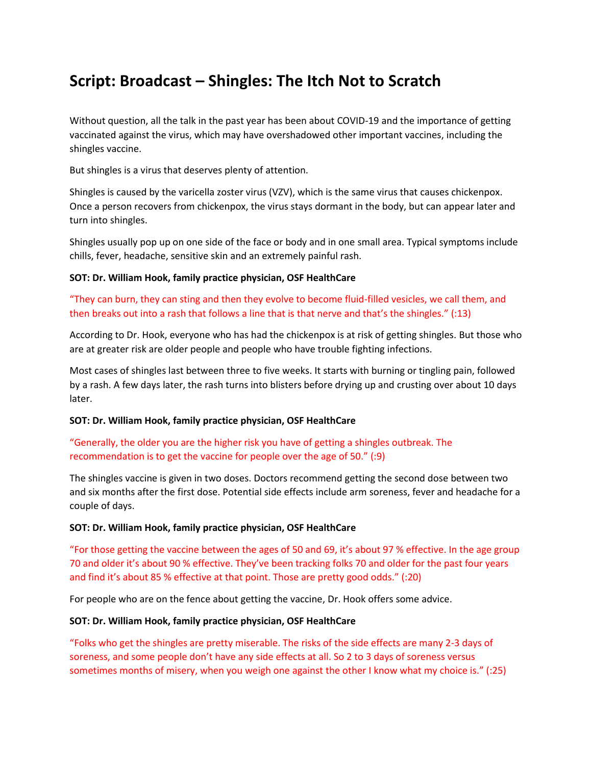# Script: Broadcast – Shingles: The Itch Not to Scratch

Without question, all the talk in the past year has been about COVID-19 and the importance of getting vaccinated against the virus, which may have overshadowed other important vaccines, including the shingles vaccine.

But shingles is a virus that deserves plenty of attention.

Shingles is caused by the varicella zoster virus (VZV), which is the same virus that causes chickenpox. Once a person recovers from chickenpox, the virus stays dormant in the body, but can appear later and turn into shingles.

Shingles usually pop up on one side of the face or body and in one small area. Typical symptoms include chills, fever, headache, sensitive skin and an extremely painful rash.

**SOT: Dr. William Hook, family practice physician, OSF HealthCare**

"They can burn, they can sting and then they evolve to become fluid-filled vesicles, we call them, and then breaks out into a rash that follows a line that is that nerve and that's the shingles." (:13)

According to Dr. Hook, everyone who has had the chickenpox is at risk of getting shingles. But those who are at greater risk are older people and people who have trouble fighting infections.

Most cases of shingles last between three to five weeks. It starts with burning or tingling pain, followed by a rash. A few days later, the rash turns into blisters before drying up and crusting over about 10 days later.

**SOT: Dr. William Hook, family practice physician, OSF HealthCare**

"Generally, the older you are the higher risk you have of getting a shingles outbreak. The recommendation is to get the vaccine for people over the age of 50." (:9)

The shingles vaccine is given in two doses. Doctors recommend getting the second dose between two and six months after the first dose. Potential side effects include arm soreness, fever and headache for a couple of days.

**SOT: Dr. William Hook, family practice physician, OSF HealthCare**

"For those getting the vaccine between the ages of 50 and 69, it's about 97 % effective. In the age group 70 and older it's about 90 % effective. They've been tracking folks 70 and older for the past four years and find it's about 85 % effective at that point. Those are pretty good odds." (:20)

For people who are on the fence about getting the vaccine, Dr. Hook offers some advice.

**SOT: Dr. William Hook, family practice physician, OSF HealthCare**

"Folks who get the shingles are pretty miserable. The risks of the side effects are many 2-3 days of soreness, and some people don't have any side effects at all. So 2 to 3 days of soreness versus sometimes months of misery, when you weigh one against the other I know what my choice is." (:25)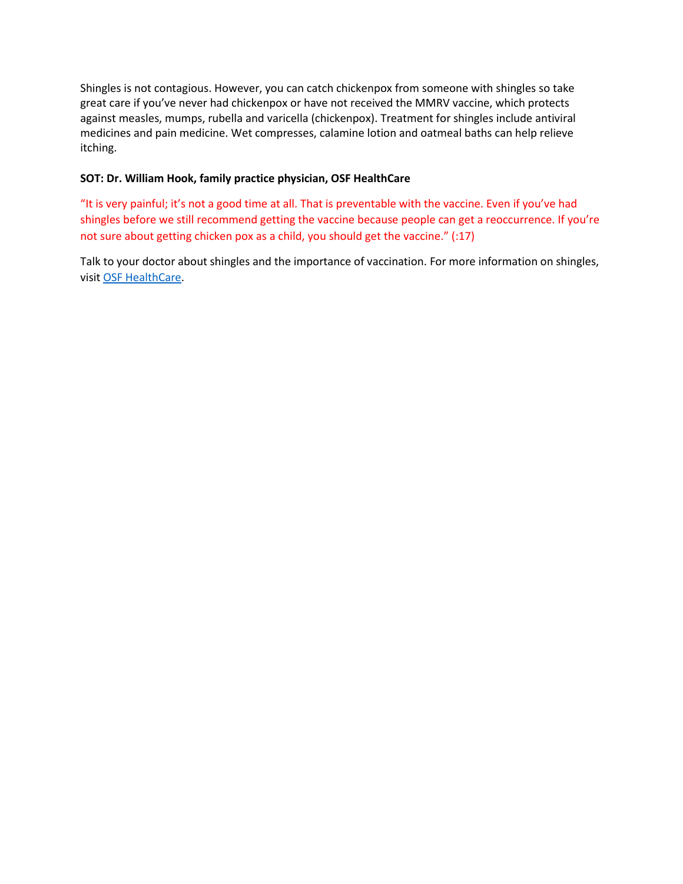Shingles is not contagious. However, you can catch chickenpox from someone with shingles so take great care if you've never had chickenpox or have not received the MMRV vaccine, which protects against measles, mumps, rubella and varicella (chickenpox). Treatment for shingles include antiviral medicines and pain medicine. Wet compresses, calamine lotion and oatmeal baths can help relieve itching.

**SOT: Dr. William Hook, family practice physician, OSF HealthCare**

"It is very painful; it's not a good time at all. That is preventable with the vaccine. Even if you've had shingles before we still recommend getting the vaccine because people can get a reoccurrence. If you're not sure about getting chicken pox as a child, you should get the vaccine." (:17)

Talk to your doctor about shingles and the importance of vaccination. For more information on shingles, visit OSF HealthCare.